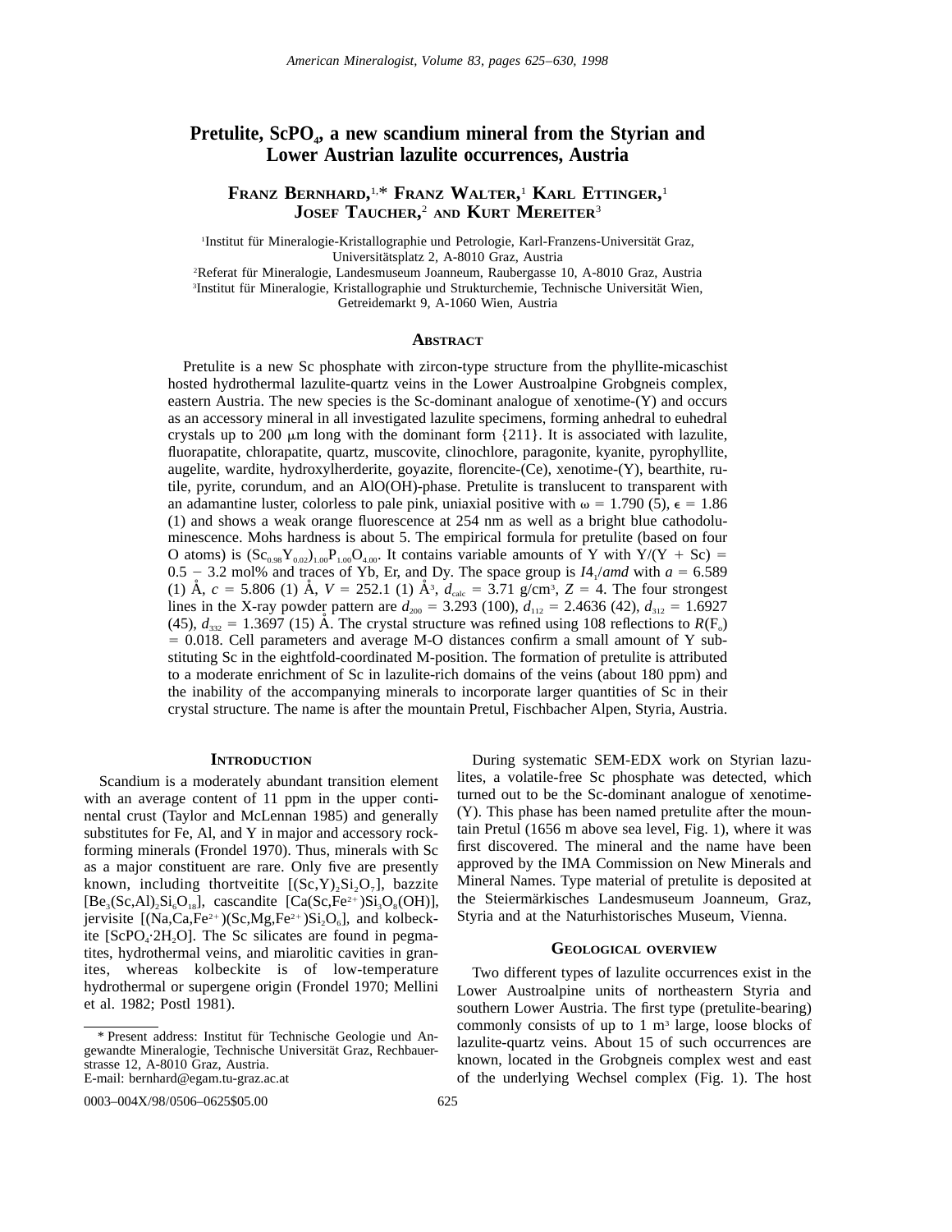# Pretulite, $ScPO_4$, a new scandium mineral from the Styrian and Lower Austrian lazulite occurrences, Austria

**Franz Bernhard,**[1,*] **Franz Walter,**[1] **Karl Ettinger,**[1] **Josef Taucher,**[2] **and Kurt Mereiter**[3]

[1]Institut für Mineralogie-Kristallographie und Petrologie, Karl-Franzens-Universität Graz, Universitätsplatz 2, A-8010 Graz, Austria

[2]Referat für Mineralogie, Landesmuseum Joanneum, Raubergasse 10, A-8010 Graz, Austria

[3]Institut für Mineralogie, Kristallographie und Strukturchemie, Technische Universität Wien, Getreidemarkt 9, A-1060 Wien, Austria

## Abstract

Pretulite is a new Sc phosphate with zircon-type structure from the phyllite-micaschist hosted hydrothermal lazulite-quartz veins in the Lower Austroalpine Grobgneis complex, eastern Austria. The new species is the Sc-dominant analogue of xenotime-(Y) and occurs as an accessory mineral in all investigated lazulite specimens, forming anhedral to euhedral crystals up to 200 μm long with the dominant form {211}. It is associated with lazulite, fluorapatite, chlorapatite, quartz, muscovite, clinochlore, paragonite, kyanite, pyrophyllite, augelite, wardite, hydroxylherderite, goyazite, florencite-(Ce), xenotime-(Y), bearthite, rutile, pyrite, corundum, and an AlO(OH)-phase. Pretulite is translucent to transparent with an adamantine luster, colorless to pale pink, uniaxial positive with $\omega = 1.790$ (5), $\epsilon = 1.86$ (1) and shows a weak orange fluorescence at 254 nm as well as a bright blue cathodoluminescence. Mohs hardness is about 5. The empirical formula for pretulite (based on four O atoms) is $(Sc_{0.98}Y_{0.02})_{1.00}P_{1.00}O_{4.00}$. It contains variable amounts of Y with $Y/(Y + Sc) = 0.5 - 3.2$ mol% and traces of Yb, Er, and Dy. The space group is $I4_1/amd$ with $a = 6.589$ (1) Å, $c = 5.806$ (1) Å, $V = 252.1$ (1) Å$^3$, $d_{calc} = 3.71$ g/cm$^3$, $Z = 4$. The four strongest lines in the X-ray powder pattern are $d_{200} = 3.293$ (100), $d_{112} = 2.4636$ (42), $d_{312} = 1.6927$ (45), $d_{332} = 1.3697$ (15) Å. The crystal structure was refined using 108 reflections to $R(F_o) = 0.018$. Cell parameters and average M-O distances confirm a small amount of Y substituting Sc in the eightfold-coordinated M-position. The formation of pretulite is attributed to a moderate enrichment of Sc in lazulite-rich domains of the veins (about 180 ppm) and the inability of the accompanying minerals to incorporate larger quantities of Sc in their crystal structure. The name is after the mountain Pretul, Fischbacher Alpen, Styria, Austria.

## Introduction

Scandium is a moderately abundant transition element with an average content of 11 ppm in the upper continental crust (Taylor and McLennan 1985) and generally substitutes for Fe, Al, and Y in major and accessory rock-forming minerals (Frondel 1970). Thus, minerals with Sc as a major constituent are rare. Only five are presently known, including thortveitite [$(Sc,Y)_2Si_2O_7$], bazzite [$Be_3(Sc,Al)_2Si_6O_{18}$], cascandite [$Ca(Sc,Fe^{2+})Si_3O_8(OH)$], jervisite [$(Na,Ca,Fe^{2+})(Sc,Mg,Fe^{2+})Si_2O_6$], and kolbeckite [$ScPO_4{\cdot}2H_2O$]. The Sc silicates are found in pegmatites, hydrothermal veins, and miarolitic cavities in granites, whereas kolbeckite is of low-temperature hydrothermal or supergene origin (Frondel 1970; Mellini et al. 1982; Postl 1981).

During systematic SEM-EDX work on Styrian lazulites, a volatile-free Sc phosphate was detected, which turned out to be the Sc-dominant analogue of xenotime-(Y). This phase has been named pretulite after the mountain Pretul (1656 m above sea level, Fig. 1), where it was first discovered. The mineral and the name have been approved by the IMA Commission on New Minerals and Mineral Names. Type material of pretulite is deposited at the Steiermärkisches Landesmuseum Joanneum, Graz, Styria and at the Naturhistorisches Museum, Vienna.

## Geological overview

Two different types of lazulite occurrences exist in the Lower Austroalpine units of northeastern Styria and southern Lower Austria. The first type (pretulite-bearing) commonly consists of up to 1 m$^3$ large, loose blocks of lazulite-quartz veins. About 15 of such occurrences are known, located in the Grobgneis complex west and east of the underlying Wechsel complex (Fig. 1). The host

---

\* Present address: Institut für Technische Geologie und Angewandte Mineralogie, Technische Universität Graz, Rechbauerstrasse 12, A-8010 Graz, Austria.
E-mail: bernhard@egam.tu-graz.ac.at

0003–004X/98/0506–0625$05.00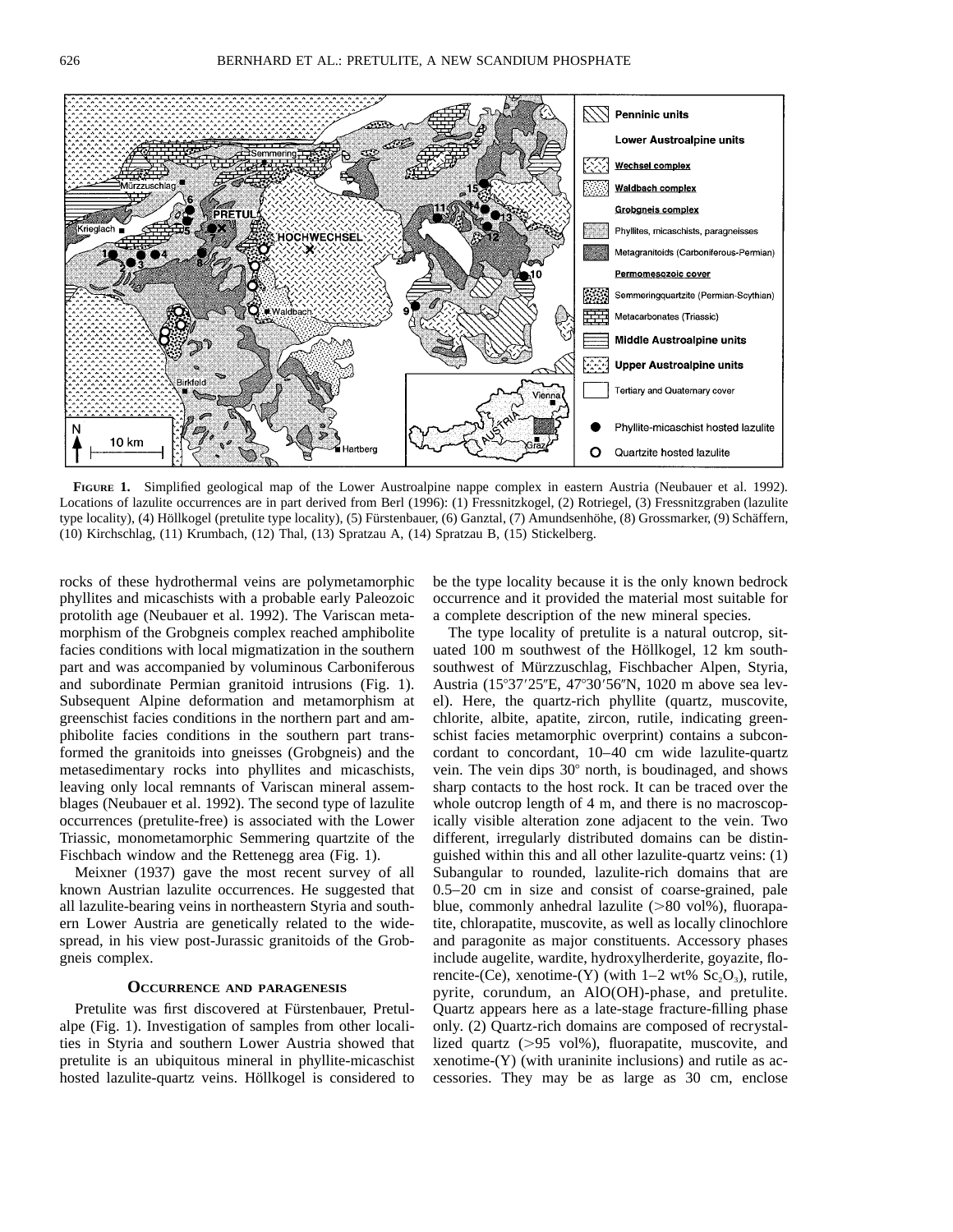**FIGURE 1.** Simplified geological map of the Lower Austroalpine nappe complex in eastern Austria (Neubauer et al. 1992). Locations of lazulite occurrences are in part derived from Berl (1996): (1) Fressnitzkogel, (2) Rotriegel, (3) Fressnitzgraben (lazulite type locality), (4) Höllkogel (pretulite type locality), (5) Fürstenbauer, (6) Ganztal, (7) Amundsenhöhe, (8) Grossmarker, (9) Schäffern, (10) Kirchschlag, (11) Krumbach, (12) Thal, (13) Spratzau A, (14) Spratzau B, (15) Stickelberg.

rocks of these hydrothermal veins are polymetamorphic phyllites and micaschists with a probable early Paleozoic protolith age (Neubauer et al. 1992). The Variscan metamorphism of the Grobgneis complex reached amphibolite facies conditions with local migmatization in the southern part and was accompanied by voluminous Carboniferous and subordinate Permian granitoid intrusions (Fig. 1). Subsequent Alpine deformation and metamorphism at greenschist facies conditions in the northern part and amphibolite facies conditions in the southern part transformed the granitoids into gneisses (Grobgneis) and the metasedimentary rocks into phyllites and micaschists, leaving only local remnants of Variscan mineral assemblages (Neubauer et al. 1992). The second type of lazulite occurrences (pretulite-free) is associated with the Lower Triassic, monometamorphic Semmering quartzite of the Fischbach window and the Rettenegg area (Fig. 1).

Meixner (1937) gave the most recent survey of all known Austrian lazulite occurrences. He suggested that all lazulite-bearing veins in northeastern Styria and southern Lower Austria are genetically related to the widespread, in his view post-Jurassic granitoids of the Grobgneis complex.

## OCCURRENCE AND PARAGENESIS

Pretulite was first discovered at Fürstenbauer, Pretulalpe (Fig. 1). Investigation of samples from other localities in Styria and southern Lower Austria showed that pretulite is an ubiquitous mineral in phyllite-micaschist hosted lazulite-quartz veins. Höllkogel is considered to be the type locality because it is the only known bedrock occurrence and it provided the material most suitable for a complete description of the new mineral species.

The type locality of pretulite is a natural outcrop, situated 100 m southwest of the Höllkogel, 12 km south-southwest of Mürzzuschlag, Fischbacher Alpen, Styria, Austria (15°37′25″E, 47°30′56″N, 1020 m above sea level). Here, the quartz-rich phyllite (quartz, muscovite, chlorite, albite, apatite, zircon, rutile, indicating greenschist facies metamorphic overprint) contains a subconcordant to concordant, 10–40 cm wide lazulite-quartz vein. The vein dips 30° north, is boudinaged, and shows sharp contacts to the host rock. It can be traced over the whole outcrop length of 4 m, and there is no macroscopically visible alteration zone adjacent to the vein. Two different, irregularly distributed domains can be distinguished within this and all other lazulite-quartz veins: (1) Subangular to rounded, lazulite-rich domains that are 0.5–20 cm in size and consist of coarse-grained, pale blue, commonly anhedral lazulite (>80 vol%), fluorapatite, chlorapatite, muscovite, as well as locally clinochlore and paragonite as major constituents. Accessory phases include augelite, wardite, hydroxylherderite, goyazite, florencite-(Ce), xenotime-(Y) (with 1–2 wt% $Sc_2O_3$), rutile, pyrite, corundum, an AlO(OH)-phase, and pretulite. Quartz appears here as a late-stage fracture-filling phase only. (2) Quartz-rich domains are composed of recrystallized quartz (>95 vol%), fluorapatite, muscovite, and xenotime-(Y) (with uraninite inclusions) and rutile as accessories. They may be as large as 30 cm, enclose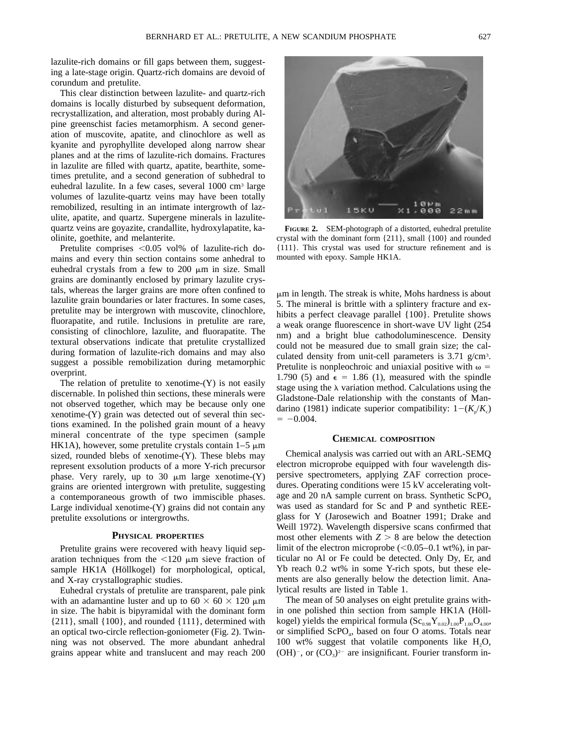lazulite-rich domains or fill gaps between them, suggesting a late-stage origin. Quartz-rich domains are devoid of corundum and pretulite.

This clear distinction between lazulite- and quartz-rich domains is locally disturbed by subsequent deformation, recrystallization, and alteration, most probably during Alpine greenschist facies metamorphism. A second generation of muscovite, apatite, and clinochlore as well as kyanite and pyrophyllite developed along narrow shear planes and at the rims of lazulite-rich domains. Fractures in lazulite are filled with quartz, apatite, bearthite, sometimes pretulite, and a second generation of subhedral to euhedral lazulite. In a few cases, several 1000 $cm^3$ large volumes of lazulite-quartz veins may have been totally remobilized, resulting in an intimate intergrowth of lazulite, apatite, and quartz. Supergene minerals in lazulite-quartz veins are goyazite, crandallite, hydroxylapatite, kaolinite, goethite, and melanterite.

Pretulite comprises <0.05 vol% of lazulite-rich domains and every thin section contains some anhedral to euhedral crystals from a few to 200 μm in size. Small grains are dominantly enclosed by primary lazulite crystals, whereas the larger grains are more often confined to lazulite grain boundaries or later fractures. In some cases, pretulite may be intergrown with muscovite, clinochlore, fluorapatite, and rutile. Inclusions in pretulite are rare, consisting of clinochlore, lazulite, and fluorapatite. The textural observations indicate that pretulite crystallized during formation of lazulite-rich domains and may also suggest a possible remobilization during metamorphic overprint.

The relation of pretulite to xenotime-(Y) is not easily discernable. In polished thin sections, these minerals were not observed together, which may be because only one xenotime-(Y) grain was detected out of several thin sections examined. In the polished grain mount of a heavy mineral concentrate of the type specimen (sample HK1A), however, some pretulite crystals contain 1–5 μm sized, rounded blebs of xenotime-(Y). These blebs may represent exsolution products of a more Y-rich precursor phase. Very rarely, up to 30 μm large xenotime-(Y) grains are oriented intergrown with pretulite, suggesting a contemporaneous growth of two immiscible phases. Large individual xenotime-(Y) grains did not contain any pretulite exsolutions or intergrowths.

## Physical properties

Pretulite grains were recovered with heavy liquid separation techniques from the <120 μm sieve fraction of sample HK1A (Höllkogel) for morphological, optical, and X-ray crystallographic studies.

Euhedral crystals of pretulite are transparent, pale pink with an adamantine luster and up to 60 × 60 × 120 μm in size. The habit is bipyramidal with the dominant form {211}, small {100}, and rounded {111}, determined with an optical two-circle reflection-goniometer (Fig. 2). Twinning was not observed. The more abundant anhedral grains appear white and translucent and may reach 200 μm in length. The streak is white, Mohs hardness is about 5. The mineral is brittle with a splintery fracture and exhibits a perfect cleavage parallel {100}. Pretulite shows a weak orange fluorescence in short-wave UV light (254 nm) and a bright blue cathodoluminescence. Density could not be measured due to small grain size; the calculated density from unit-cell parameters is 3.71 $g/cm^3$. Pretulite is nonpleochroic and uniaxial positive with $\omega$ = 1.790 (5) and $\epsilon$ = 1.86 (1), measured with the spindle stage using the $\lambda$ variation method. Calculations using the Gladstone-Dale relationship with the constants of Mandarino (1981) indicate superior compatibility: $1-(K_p/K_c) = -0.004$.

**Figure 2.** SEM-photograph of a distorted, euhedral pretulite crystal with the dominant form {211}, small {100} and rounded {111}. This crystal was used for structure refinement and is mounted with epoxy. Sample HK1A.

## Chemical composition

Chemical analysis was carried out with an ARL-SEMQ electron microprobe equipped with four wavelength dispersive spectrometers, applying ZAF correction procedures. Operating conditions were 15 kV accelerating voltage and 20 nA sample current on brass. Synthetic $ScPO_4$ was used as standard for Sc and P and synthetic REE-glass for Y (Jarosewich and Boatner 1991; Drake and Weill 1972). Wavelength dispersive scans confirmed that most other elements with $Z > 8$ are below the detection limit of the electron microprobe (<0.05–0.1 wt%), in particular no Al or Fe could be detected. Only Dy, Er, and Yb reach 0.2 wt% in some Y-rich spots, but these elements are also generally below the detection limit. Analytical results are listed in Table 1.

The mean of 50 analyses on eight pretulite grains within one polished thin section from sample HK1A (Höllkogel) yields the empirical formula $(Sc_{0.98}Y_{0.02})_{1.00}P_{1.00}O_{4.00}$, or simplified $ScPO_4$, based on four O atoms. Totals near 100 wt% suggest that volatile components like $H_2O$, $(OH)^-$, or $(CO_3)^{2-}$ are insignificant. Fourier transform in-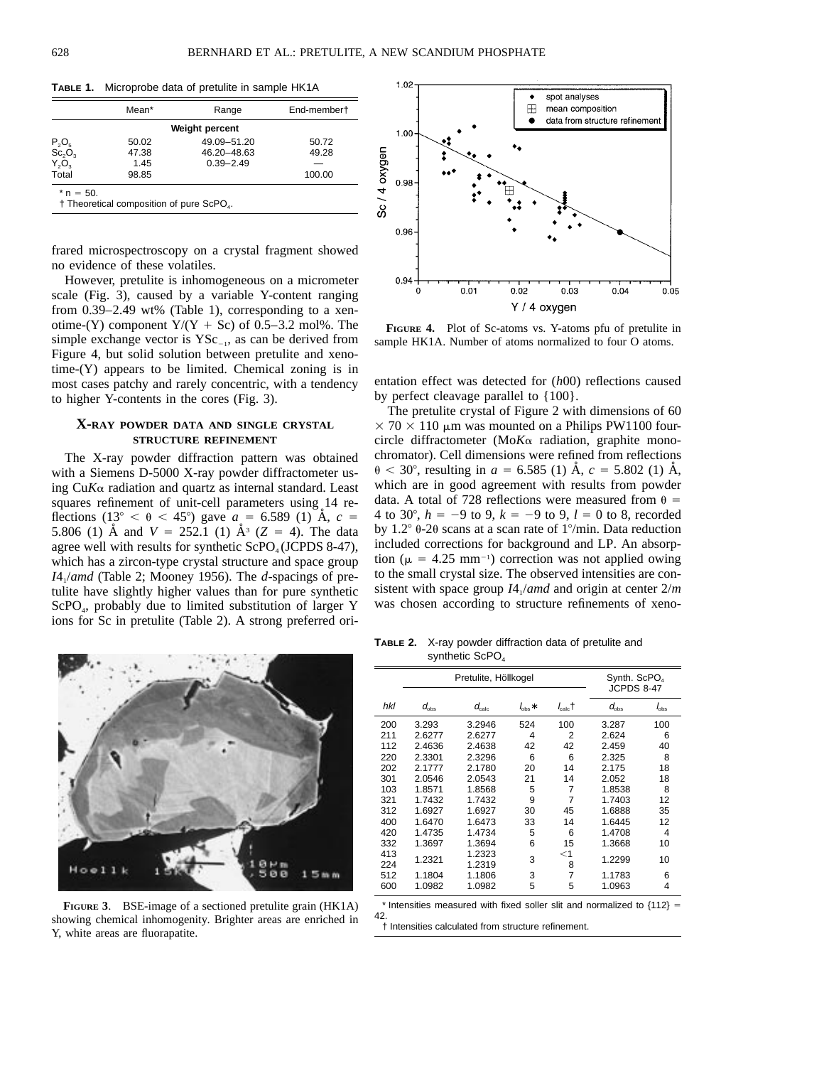**TABLE 1.** Microprobe data of pretulite in sample HK1A

| | Mean* | Range | End-member† |
|---|---|---|---|
| | Weight percent | | |
| $P_2O_5$ | 50.02 | 49.09–51.20 | 50.72 |
| $Sc_2O_3$ | 47.38 | 46.20–48.63 | 49.28 |
| $Y_2O_3$ | 1.45 | 0.39–2.49 | — |
| Total | 98.85 | | 100.00 |

\* n = 50.
† Theoretical composition of pure $ScPO_4$.

frared microspectroscopy on a crystal fragment showed no evidence of these volatiles.

However, pretulite is inhomogeneous on a micrometer scale (Fig. 3), caused by a variable Y-content ranging from 0.39–2.49 wt% (Table 1), corresponding to a xenotime-(Y) component Y/(Y + Sc) of 0.5–3.2 mol%. The simple exchange vector is $YSc_{-1}$, as can be derived from Figure 4, but solid solution between pretulite and xenotime-(Y) appears to be limited. Chemical zoning is in most cases patchy and rarely concentric, with a tendency to higher Y-contents in the cores (Fig. 3).

## X-RAY POWDER DATA AND SINGLE CRYSTAL STRUCTURE REFINEMENT

The X-ray powder diffraction pattern was obtained with a Siemens D-5000 X-ray powder diffractometer using Cu$K\alpha$ radiation and quartz as internal standard. Least squares refinement of unit-cell parameters using 14 reflections (13° < θ < 45°) gave $a$ = 6.589 (1) Å, $c$ = 5.806 (1) Å and $V$ = 252.1 (1) Å$^3$ ($Z$ = 4). The data agree well with results for synthetic $ScPO_4$ (JCPDS 8-47), which has a zircon-type crystal structure and space group $I4_1/amd$ (Table 2; Mooney 1956). The $d$-spacings of pretulite have slightly higher values than for pure synthetic $ScPO_4$, probably due to limited substitution of larger Y ions for Sc in pretulite (Table 2). A strong preferred orientation effect was detected for ($h$00) reflections caused by perfect cleavage parallel to {100}.

The pretulite crystal of Figure 2 with dimensions of 60 × 70 × 110 μm was mounted on a Philips PW1100 four-circle diffractometer (Mo$K\alpha$ radiation, graphite monochromator). Cell dimensions were refined from reflections θ < 30°, resulting in $a$ = 6.585 (1) Å, $c$ = 5.802 (1) Å, which are in good agreement with results from powder data. A total of 728 reflections were measured from θ = 4 to 30°, $h$ = −9 to 9, $k$ = −9 to 9, $l$ = 0 to 8, recorded by 1.2° θ-2θ scans at a scan rate of 1°/min. Data reduction included corrections for background and LP. An absorption (μ = 4.25 mm$^{-1}$) correction was not applied owing to the small crystal size. The observed intensities are consistent with space group $I4_1/amd$ and origin at center 2/$m$ was chosen according to structure refinements of xeno-

**FIGURE 4.** Plot of Sc-atoms vs. Y-atoms pfu of pretulite in sample HK1A. Number of atoms normalized to four O atoms.

**FIGURE 3**. BSE-image of a sectioned pretulite grain (HK1A) showing chemical inhomogenity. Brighter areas are enriched in Y, white areas are fluorapatite.

**TABLE 2.** X-ray powder diffraction data of pretulite and synthetic $ScPO_4$

| | Pretulite, Höllkogel | | | | Synth. $ScPO_4$ JCPDS 8-47 | |
|---|---|---|---|---|---|---|
| $hkl$ | $d_{obs}$ | $d_{calc}$ | $I_{obs}$* | $I_{calc}$† | $d_{obs}$ | $I_{obs}$ |
| 200 | 3.293 | 3.2946 | 524 | 100 | 3.287 | 100 |
| 211 | 2.6277 | 2.6277 | 4 | 2 | 2.624 | 6 |
| 112 | 2.4636 | 2.4638 | 42 | 42 | 2.459 | 40 |
| 220 | 2.3301 | 2.3296 | 6 | 6 | 2.325 | 8 |
| 202 | 2.1777 | 2.1780 | 20 | 14 | 2.175 | 18 |
| 301 | 2.0546 | 2.0543 | 21 | 14 | 2.052 | 18 |
| 103 | 1.8571 | 1.8568 | 5 | 7 | 1.8538 | 8 |
| 321 | 1.7432 | 1.7432 | 9 | 7 | 1.7403 | 12 |
| 312 | 1.6927 | 1.6927 | 30 | 45 | 1.6888 | 35 |
| 400 | 1.6470 | 1.6473 | 33 | 14 | 1.6445 | 12 |
| 420 | 1.4735 | 1.4734 | 5 | 6 | 1.4708 | 4 |
| 332 | 1.3697 | 1.3694 | 6 | 15 | 1.3668 | 10 |
| 413 | 1.2321 | 1.2323 | 3 | <1 | 1.2299 | 10 |
| 224 | | 1.2319 | | 8 | | |
| 512 | 1.1804 | 1.1806 | 3 | 7 | 1.1783 | 6 |
| 600 | 1.0982 | 1.0982 | 5 | 5 | 1.0963 | 4 |

\* Intensities measured with fixed soller slit and normalized to {112} = 42.
† Intensities calculated from structure refinement.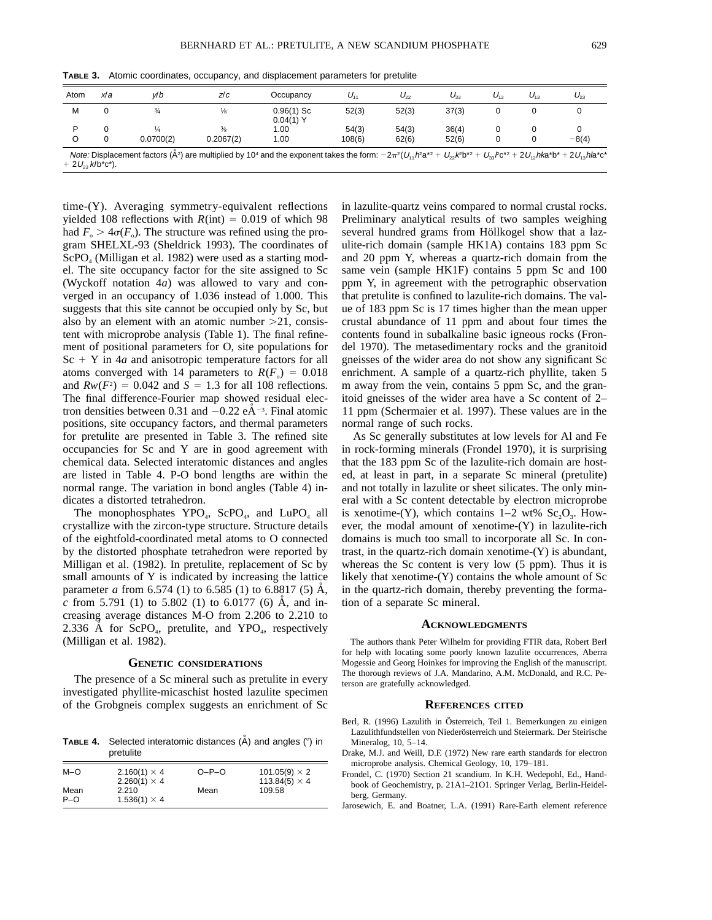**Table 3.** Atomic coordinates, occupancy, and displacement parameters for pretulite

| Atom | $x/a$ | $y/b$ | $z/c$ | Occupancy | $U_{11}$ | $U_{22}$ | $U_{33}$ | $U_{12}$ | $U_{13}$ | $U_{23}$ |
|---|---|---|---|---|---|---|---|---|---|---|
| M | 0 | ¾ | ⅛ | 0.96(1) Sc 0.04(1) Y | 52(3) | 52(3) | 37(3) | 0 | 0 | 0 |
| P | 0 | ¼ | ⅜ | 1.00 | 54(3) | 54(3) | 36(4) | 0 | 0 | 0 |
| O | 0 | 0.0700(2) | 0.2067(2) | 1.00 | 108(6) | 62(6) | 52(6) | 0 | 0 | −8(4) |

*Note:* Displacement factors (Å²) are multiplied by $10^4$ and the exponent takes the form: $-2\pi^2(U_{11}h^2a^{*2} + U_{22}k^2b^{*2} + U_{33}l^2c^{*2} + 2U_{12}hka^*b^* + 2U_{13}hla^*c^* + 2U_{23}klb^*c^*)$.

time-(Y). Averaging symmetry-equivalent reflections yielded 108 reflections with $R$(int) = 0.019 of which 98 had $F_o > 4\sigma(F_o)$. The structure was refined using the program SHELXL-93 (Sheldrick 1993). The coordinates of $ScPO_4$ (Milligan et al. 1982) were used as a starting model. The site occupancy factor for the site assigned to Sc (Wyckoff notation 4*a*) was allowed to vary and converged in an occupancy of 1.036 instead of 1.000. This suggests that this site cannot be occupied only by Sc, but also by an element with an atomic number >21, consistent with microprobe analysis (Table 1). The final refinement of positional parameters for O, site populations for Sc + Y in 4*a* and anisotropic temperature factors for all atoms converged with 14 parameters to $R(F_o) = 0.018$ and $Rw(F^2) = 0.042$ and $S = 1.3$ for all 108 reflections. The final difference-Fourier map showed residual electron densities between 0.31 and −0.22 eÅ$^{-3}$. Final atomic positions, site occupancy factors, and thermal parameters for pretulite are presented in Table 3. The refined site occupancies for Sc and Y are in good agreement with chemical data. Selected interatomic distances and angles are listed in Table 4. P-O bond lengths are within the normal range. The variation in bond angles (Table 4) indicates a distorted tetrahedron.

The monophosphates $YPO_4$, $ScPO_4$, and $LuPO_4$ all crystallize with the zircon-type structure. Structure details of the eightfold-coordinated metal atoms to O connected by the distorted phosphate tetrahedron were reported by Milligan et al. (1982). In pretulite, replacement of Sc by small amounts of Y is indicated by increasing the lattice parameter $a$ from 6.574 (1) to 6.585 (1) to 6.8817 (5) Å, $c$ from 5.791 (1) to 5.802 (1) to 6.0177 (6) Å, and increasing average distances M-O from 2.206 to 2.210 to 2.336 Å for $ScPO_4$, pretulite, and $YPO_4$, respectively (Milligan et al. 1982).

## Genetic considerations

The presence of a Sc mineral such as pretulite in every investigated phyllite-micaschist hosted lazulite specimen of the Grobgneis complex suggests an enrichment of Sc in lazulite-quartz veins compared to normal crustal rocks. Preliminary analytical results of two samples weighing several hundred grams from Höllkogel show that a lazulite-rich domain (sample HK1A) contains 183 ppm Sc and 20 ppm Y, whereas a quartz-rich domain from the same vein (sample HK1F) contains 5 ppm Sc and 100 ppm Y, in agreement with the petrographic observation that pretulite is confined to lazulite-rich domains. The value of 183 ppm Sc is 17 times higher than the mean upper crustal abundance of 11 ppm and about four times the contents found in subalkaline basic igneous rocks (Frondel 1970). The metasedimentary rocks and the granitoid gneisses of the wider area do not show any significant Sc enrichment. A sample of a quartz-rich phyllite, taken 5 m away from the vein, contains 5 ppm Sc, and the granitoid gneisses of the wider area have a Sc content of 2–11 ppm (Schermaier et al. 1997). These values are in the normal range of such rocks.

As Sc generally substitutes at low levels for Al and Fe in rock-forming minerals (Frondel 1970), it is surprising that the 183 ppm Sc of the lazulite-rich domain are hosted, at least in part, in a separate Sc mineral (pretulite) and not totally in lazulite or sheet silicates. The only mineral with a Sc content detectable by electron microprobe is xenotime-(Y), which contains 1–2 wt% $Sc_2O_3$. However, the modal amount of xenotime-(Y) in lazulite-rich domains is much too small to incorporate all Sc. In contrast, in the quartz-rich domain xenotime-(Y) is abundant, whereas the Sc content is very low (5 ppm). Thus it is likely that xenotime-(Y) contains the whole amount of Sc in the quartz-rich domain, thereby preventing the formation of a separate Sc mineral.

**Table 4.** Selected interatomic distances (Å) and angles (°) in pretulite

| | | | |
|---|---|---|---|
| M–O | 2.160(1) × 4 | O–P–O | 101.05(9) × 2 |
| | 2.260(1) × 4 | | 113.84(5) × 4 |
| Mean | 2.210 | Mean | 109.58 |
| P–O | 1.536(1) × 4 | | |

## Acknowledgments

The authors thank Peter Wilhelm for providing FTIR data, Robert Berl for help with locating some poorly known lazulite occurrences, Aberra Mogessie and Georg Hoinkes for improving the English of the manuscript. The thorough reviews of J.A. Mandarino, A.M. McDonald, and R.C. Peterson are gratefully acknowledged.

## References cited

Berl, R. (1996) Lazulith in Österreich, Teil 1. Bemerkungen zu einigen Lazulithfundstellen von Niederösterreich und Steiermark. Der Steirische Mineralog, 10, 5–14.

Drake, M.J. and Weill, D.F. (1972) New rare earth standards for electron microprobe analysis. Chemical Geology, 10, 179–181.

Frondel, C. (1970) Section 21 scandium. In K.H. Wedepohl, Ed., Handbook of Geochemistry, p. 21A1–21O1. Springer Verlag, Berlin-Heidelberg, Germany.

Jarosewich, E. and Boatner, L.A. (1991) Rare-Earth element reference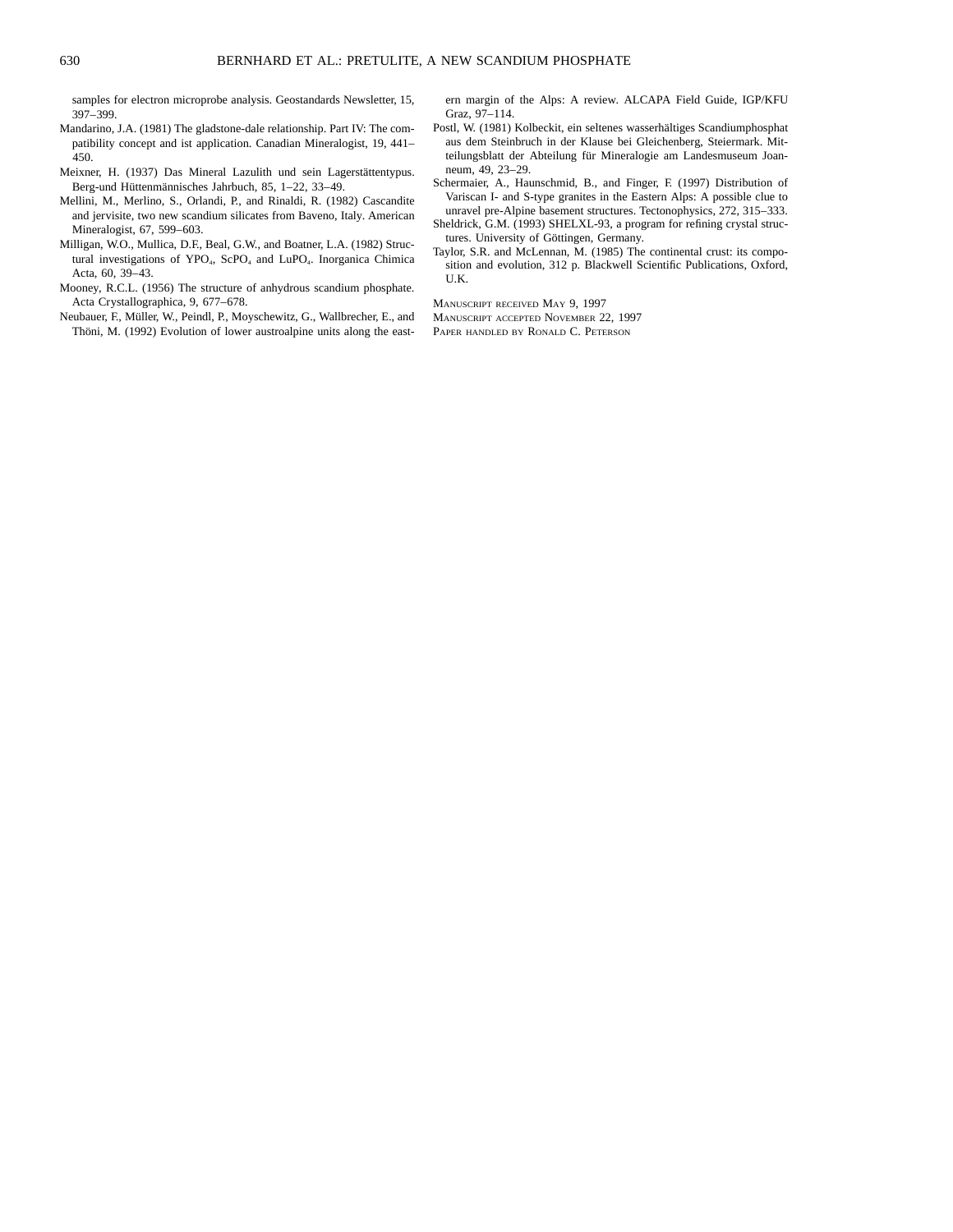samples for electron microprobe analysis. Geostandards Newsletter, 15, 397–399.

Mandarino, J.A. (1981) The gladstone-dale relationship. Part IV: The compatibility concept and ist application. Canadian Mineralogist, 19, 441–450.

Meixner, H. (1937) Das Mineral Lazulith und sein Lagerstättentypus. Berg-und Hüttenmännisches Jahrbuch, 85, 1–22, 33–49.

Mellini, M., Merlino, S., Orlandi, P., and Rinaldi, R. (1982) Cascandite and jervisite, two new scandium silicates from Baveno, Italy. American Mineralogist, 67, 599–603.

Milligan, W.O., Mullica, D.F., Beal, G.W., and Boatner, L.A. (1982) Structural investigations of $YPO_4$, $ScPO_4$ and $LuPO_4$. Inorganica Chimica Acta, 60, 39–43.

Mooney, R.C.L. (1956) The structure of anhydrous scandium phosphate. Acta Crystallographica, 9, 677–678.

Neubauer, F., Müller, W., Peindl, P., Moyschewitz, G., Wallbrecher, E., and Thöni, M. (1992) Evolution of lower austroalpine units along the eastern margin of the Alps: A review. ALCAPA Field Guide, IGP/KFU Graz, 97–114.

Postl, W. (1981) Kolbeckit, ein seltenes wasserhältiges Scandiumphosphat aus dem Steinbruch in der Klause bei Gleichenberg, Steiermark. Mitteilungsblatt der Abteilung für Mineralogie am Landesmuseum Joanneum, 49, 23–29.

Schermaier, A., Haunschmid, B., and Finger, F. (1997) Distribution of Variscan I- and S-type granites in the Eastern Alps: A possible clue to unravel pre-Alpine basement structures. Tectonophysics, 272, 315–333.

Sheldrick, G.M. (1993) SHELXL-93, a program for refining crystal structures. University of Göttingen, Germany.

Taylor, S.R. and McLennan, M. (1985) The continental crust: its composition and evolution, 312 p. Blackwell Scientific Publications, Oxford, U.K.

Manuscript received May 9, 1997
Manuscript accepted November 22, 1997
Paper handled by Ronald C. Peterson